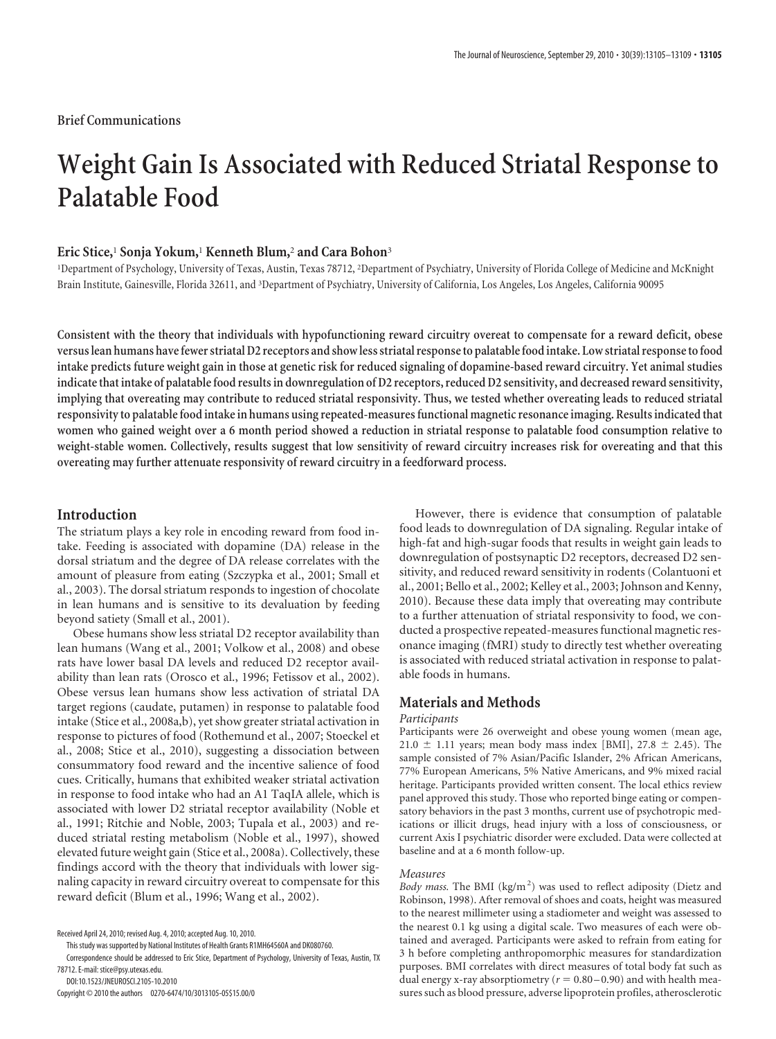Brief Communications

# Weight Gain Is Associated with Reduced Striatal Response to Palatable Food

**Eric Stice,[1] Sonja Yokum,[1] Kenneth Blum,[2] and Cara Bohon[3]**

[1]Department of Psychology, University of Texas, Austin, Texas 78712, [2]Department of Psychiatry, University of Florida College of Medicine and McKnight Brain Institute, Gainesville, Florida 32611, and [3]Department of Psychiatry, University of California, Los Angeles, Los Angeles, California 90095

**Consistent with the theory that individuals with hypofunctioning reward circuitry overeat to compensate for a reward deficit, obese versus lean humans have fewer striatal D2 receptors and show less striatal response to palatable food intake. Low striatal response to food intake predicts future weight gain in those at genetic risk for reduced signaling of dopamine-based reward circuitry. Yet animal studies indicate that intake of palatable food results in downregulation of D2 receptors, reduced D2 sensitivity, and decreased reward sensitivity, implying that overeating may contribute to reduced striatal responsivity. Thus, we tested whether overeating leads to reduced striatal responsivity to palatable food intake in humans using repeated-measures functional magnetic resonance imaging. Results indicated that women who gained weight over a 6 month period showed a reduction in striatal response to palatable food consumption relative to weight-stable women. Collectively, results suggest that low sensitivity of reward circuitry increases risk for overeating and that this overeating may further attenuate responsivity of reward circuitry in a feedforward process.**

## Introduction

The striatum plays a key role in encoding reward from food intake. Feeding is associated with dopamine (DA) release in the dorsal striatum and the degree of DA release correlates with the amount of pleasure from eating (Szczypka et al., 2001; Small et al., 2003). The dorsal striatum responds to ingestion of chocolate in lean humans and is sensitive to its devaluation by feeding beyond satiety (Small et al., 2001).

Obese humans show less striatal D2 receptor availability than lean humans (Wang et al., 2001; Volkow et al., 2008) and obese rats have lower basal DA levels and reduced D2 receptor availability than lean rats (Orosco et al., 1996; Fetissov et al., 2002). Obese versus lean humans show less activation of striatal DA target regions (caudate, putamen) in response to palatable food intake (Stice et al., 2008a,b), yet show greater striatal activation in response to pictures of food (Rothemund et al., 2007; Stoeckel et al., 2008; Stice et al., 2010), suggesting a dissociation between consummatory food reward and the incentive salience of food cues. Critically, humans that exhibited weaker striatal activation in response to food intake who had an A1 TaqIA allele, which is associated with lower D2 striatal receptor availability (Noble et al., 1991; Ritchie and Noble, 2003; Tupala et al., 2003) and reduced striatal resting metabolism (Noble et al., 1997), showed elevated future weight gain (Stice et al., 2008a). Collectively, these findings accord with the theory that individuals with lower signaling capacity in reward circuitry overeat to compensate for this reward deficit (Blum et al., 1996; Wang et al., 2002).

However, there is evidence that consumption of palatable food leads to downregulation of DA signaling. Regular intake of high-fat and high-sugar foods that results in weight gain leads to downregulation of postsynaptic D2 receptors, decreased D2 sensitivity, and reduced reward sensitivity in rodents (Colantuoni et al., 2001; Bello et al., 2002; Kelley et al., 2003; Johnson and Kenny, 2010). Because these data imply that overeating may contribute to a further attenuation of striatal responsivity to food, we conducted a prospective repeated-measures functional magnetic resonance imaging (fMRI) study to directly test whether overeating is associated with reduced striatal activation in response to palatable foods in humans.

## Materials and Methods

### *Participants*

Participants were 26 overweight and obese young women (mean age, $21.0 \pm 1.11$ years; mean body mass index [BMI], $27.8 \pm 2.45$). The sample consisted of 7% Asian/Pacific Islander, 2% African Americans, 77% European Americans, 5% Native Americans, and 9% mixed racial heritage. Participants provided written consent. The local ethics review panel approved this study. Those who reported binge eating or compensatory behaviors in the past 3 months, current use of psychotropic medications or illicit drugs, head injury with a loss of consciousness, or current Axis I psychiatric disorder were excluded. Data were collected at baseline and at a 6 month follow-up.

### *Measures*

*Body mass.* The BMI ($kg/m^2$) was used to reflect adiposity (Dietz and Robinson, 1998). After removal of shoes and coats, height was measured to the nearest millimeter using a stadiometer and weight was assessed to the nearest 0.1 kg using a digital scale. Two measures of each were obtained and averaged. Participants were asked to refrain from eating for 3 h before completing anthropomorphic measures for standardization purposes. BMI correlates with direct measures of total body fat such as dual energy x-ray absorptiometry ($r = 0.80$–$0.90$) and with health measures such as blood pressure, adverse lipoprotein profiles, atherosclerotic

Received April 24, 2010; revised Aug. 4, 2010; accepted Aug. 10, 2010.

This study was supported by National Institutes of Health Grants R1MH64560A and DK080760.

Correspondence should be addressed to Eric Stice, Department of Psychology, University of Texas, Austin, TX 78712. E-mail: stice@psy.utexas.edu.

DOI:10.1523/JNEUROSCI.2105-10.2010

Copyright © 2010 the authors 0270-6474/10/3013105-05$15.00/0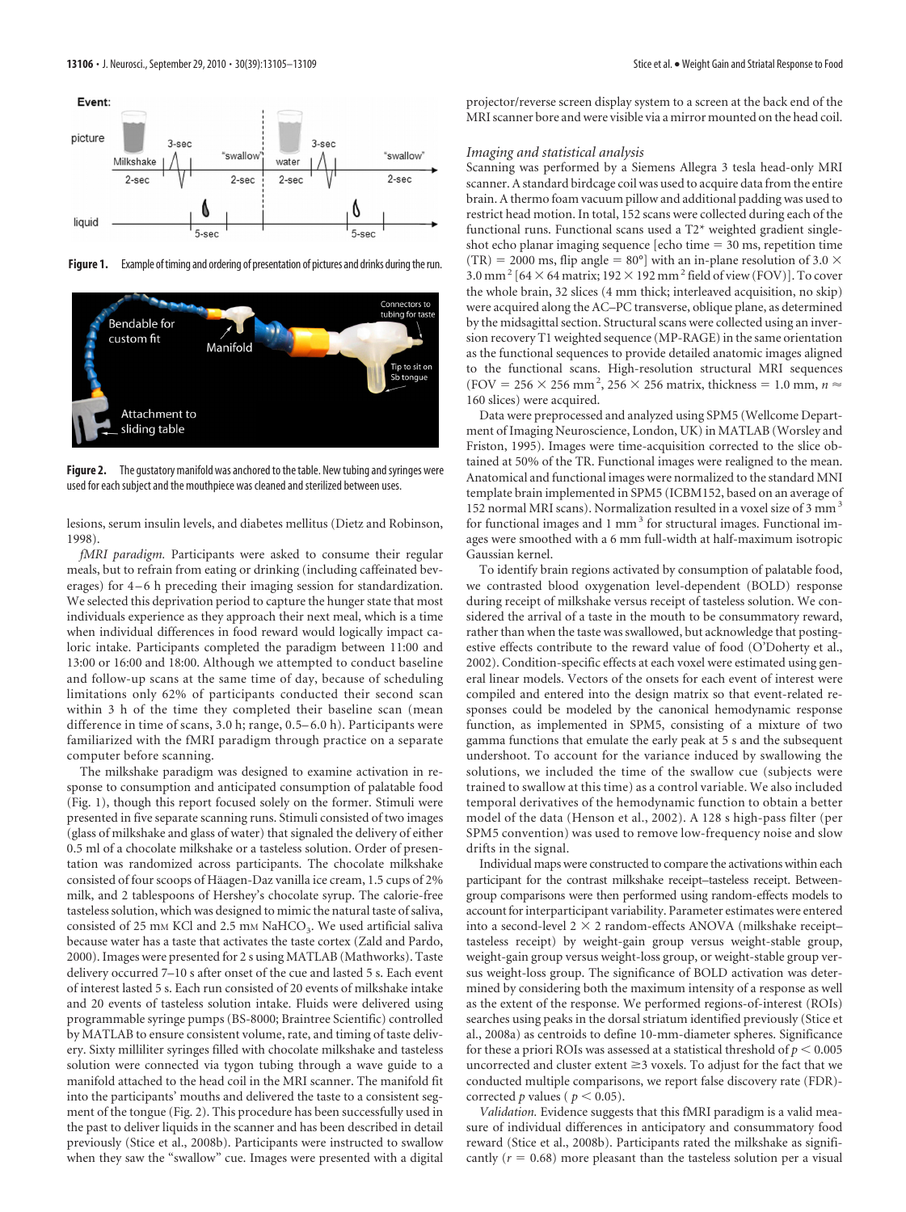**Figure 1.** Example of timing and ordering of presentation of pictures and drinks during the run.

**Figure 2.** The gustatory manifold was anchored to the table. New tubing and syringes were used for each subject and the mouthpiece was cleaned and sterilized between uses.

lesions, serum insulin levels, and diabetes mellitus (Dietz and Robinson, 1998).

*fMRI paradigm.* Participants were asked to consume their regular meals, but to refrain from eating or drinking (including caffeinated beverages) for 4–6 h preceding their imaging session for standardization. We selected this deprivation period to capture the hunger state that most individuals experience as they approach their next meal, which is a time when individual differences in food reward would logically impact caloric intake. Participants completed the paradigm between 11:00 and 13:00 or 16:00 and 18:00. Although we attempted to conduct baseline and follow-up scans at the same time of day, because of scheduling limitations only 62% of participants conducted their second scan within 3 h of the time they completed their baseline scan (mean difference in time of scans, 3.0 h; range, 0.5–6.0 h). Participants were familiarized with the fMRI paradigm through practice on a separate computer before scanning.

The milkshake paradigm was designed to examine activation in response to consumption and anticipated consumption of palatable food (Fig. 1), though this report focused solely on the former. Stimuli were presented in five separate scanning runs. Stimuli consisted of two images (glass of milkshake and glass of water) that signaled the delivery of either 0.5 ml of a chocolate milkshake or a tasteless solution. Order of presentation was randomized across participants. The chocolate milkshake consisted of four scoops of Häagen-Daz vanilla ice cream, 1.5 cups of 2% milk, and 2 tablespoons of Hershey's chocolate syrup. The calorie-free tasteless solution, which was designed to mimic the natural taste of saliva, consisted of 25 mM KCl and 2.5 mM $NaHCO_3$. We used artificial saliva because water has a taste that activates the taste cortex (Zald and Pardo, 2000). Images were presented for 2 s using MATLAB (Mathworks). Taste delivery occurred 7–10 s after onset of the cue and lasted 5 s. Each event of interest lasted 5 s. Each run consisted of 20 events of milkshake intake and 20 events of tasteless solution intake. Fluids were delivered using programmable syringe pumps (BS-8000; Braintree Scientific) controlled by MATLAB to ensure consistent volume, rate, and timing of taste delivery. Sixty milliliter syringes filled with chocolate milkshake and tasteless solution were connected via tygon tubing through a wave guide to a manifold attached to the head coil in the MRI scanner. The manifold fit into the participants' mouths and delivered the taste to a consistent segment of the tongue (Fig. 2). This procedure has been successfully used in the past to deliver liquids in the scanner and has been described in detail previously (Stice et al., 2008b). Participants were instructed to swallow when they saw the "swallow" cue. Images were presented with a digital projector/reverse screen display system to a screen at the back end of the MRI scanner bore and were visible via a mirror mounted on the head coil.

*Imaging and statistical analysis*

Scanning was performed by a Siemens Allegra 3 tesla head-only MRI scanner. A standard birdcage coil was used to acquire data from the entire brain. A thermo foam vacuum pillow and additional padding was used to restrict head motion. In total, 152 scans were collected during each of the functional runs. Functional scans used a T2* weighted gradient single-shot echo planar imaging sequence [echo time = 30 ms, repetition time (TR) = 2000 ms, flip angle = 80°] with an in-plane resolution of 3.0 × 3.0 mm$^2$ [64 × 64 matrix; 192 × 192 mm$^2$ field of view (FOV)]. To cover the whole brain, 32 slices (4 mm thick; interleaved acquisition, no skip) were acquired along the AC–PC transverse, oblique plane, as determined by the midsagittal section. Structural scans were collected using an inversion recovery T1 weighted sequence (MP-RAGE) in the same orientation as the functional sequences to provide detailed anatomic images aligned to the functional scans. High-resolution structural MRI sequences (FOV = 256 × 256 mm$^2$, 256 × 256 matrix, thickness = 1.0 mm, $n \approx$ 160 slices) were acquired.

Data were preprocessed and analyzed using SPM5 (Wellcome Department of Imaging Neuroscience, London, UK) in MATLAB (Worsley and Friston, 1995). Images were time-acquisition corrected to the slice obtained at 50% of the TR. Functional images were realigned to the mean. Anatomical and functional images were normalized to the standard MNI template brain implemented in SPM5 (ICBM152, based on an average of 152 normal MRI scans). Normalization resulted in a voxel size of 3 mm$^3$ for functional images and 1 mm$^3$ for structural images. Functional images were smoothed with a 6 mm full-width at half-maximum isotropic Gaussian kernel.

To identify brain regions activated by consumption of palatable food, we contrasted blood oxygenation level-dependent (BOLD) response during receipt of milkshake versus receipt of tasteless solution. We considered the arrival of a taste in the mouth to be consummatory reward, rather than when the taste was swallowed, but acknowledge that postingestive effects contribute to the reward value of food (O'Doherty et al., 2002). Condition-specific effects at each voxel were estimated using general linear models. Vectors of the onsets for each event of interest were compiled and entered into the design matrix so that event-related responses could be modeled by the canonical hemodynamic response function, as implemented in SPM5, consisting of a mixture of two gamma functions that emulate the early peak at 5 s and the subsequent undershoot. To account for the variance induced by swallowing the solutions, we included the time of the swallow cue (subjects were trained to swallow at this time) as a control variable. We also included temporal derivatives of the hemodynamic function to obtain a better model of the data (Henson et al., 2002). A 128 s high-pass filter (per SPM5 convention) was used to remove low-frequency noise and slow drifts in the signal.

Individual maps were constructed to compare the activations within each participant for the contrast milkshake receipt–tasteless receipt. Between-group comparisons were then performed using random-effects models to account for interparticipant variability. Parameter estimates were entered into a second-level 2 × 2 random-effects ANOVA (milkshake receipt–tasteless receipt) by weight-gain group versus weight-stable group, weight-gain group versus weight-loss group, or weight-stable group versus weight-loss group. The significance of BOLD activation was determined by considering both the maximum intensity of a response as well as the extent of the response. We performed regions-of-interest (ROIs) searches using peaks in the dorsal striatum identified previously (Stice et al., 2008a) as centroids to define 10-mm-diameter spheres. Significance for these a priori ROIs was assessed at a statistical threshold of $p < 0.005$ uncorrected and cluster extent ≥3 voxels. To adjust for the fact that we conducted multiple comparisons, we report false discovery rate (FDR)-corrected $p$ values ( $p < 0.05$).

*Validation.* Evidence suggests that this fMRI paradigm is a valid measure of individual differences in anticipatory and consummatory food reward (Stice et al., 2008b). Participants rated the milkshake as significantly ($r = 0.68$) more pleasant than the tasteless solution per a visual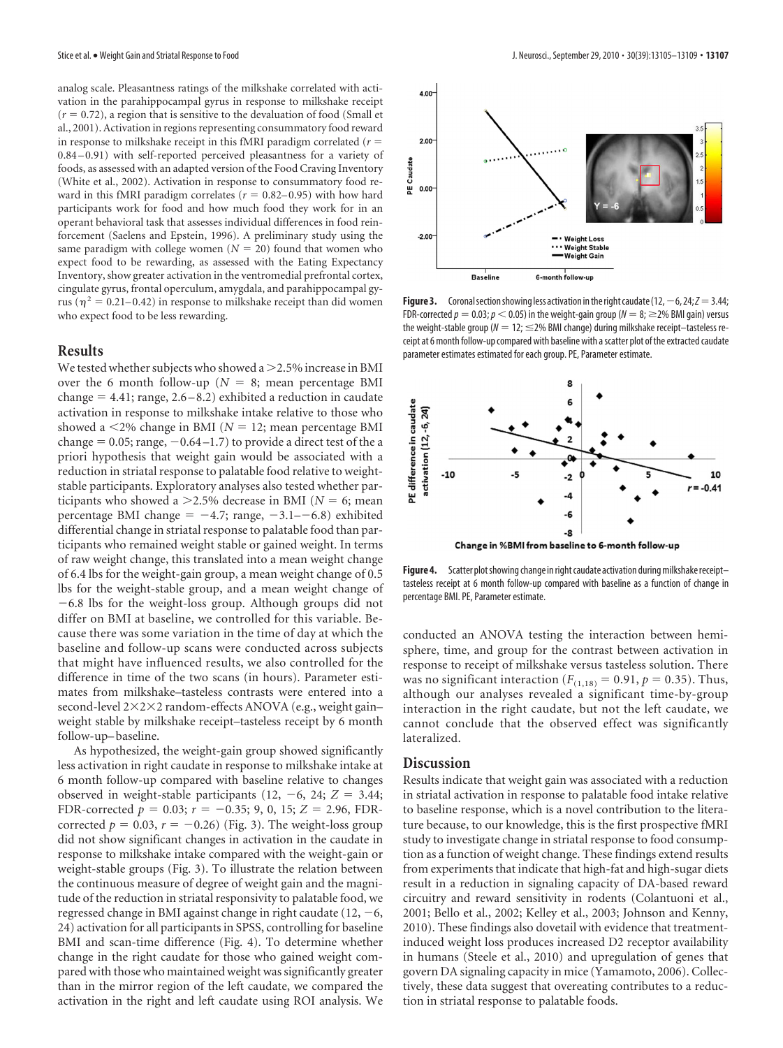analog scale. Pleasantness ratings of the milkshake correlated with activation in the parahippocampal gyrus in response to milkshake receipt ($r = 0.72$), a region that is sensitive to the devaluation of food (Small et al., 2001). Activation in regions representing consummatory food reward in response to milkshake receipt in this fMRI paradigm correlated ($r = 0.84–0.91$) with self-reported perceived pleasantness for a variety of foods, as assessed with an adapted version of the Food Craving Inventory (White et al., 2002). Activation in response to consummatory food reward in this fMRI paradigm correlates ($r = 0.82–0.95$) with how hard participants work for food and how much food they work for in an operant behavioral task that assesses individual differences in food reinforcement (Saelens and Epstein, 1996). A preliminary study using the same paradigm with college women ($N = 20$) found that women who expect food to be rewarding, as assessed with the Eating Expectancy Inventory, show greater activation in the ventromedial prefrontal cortex, cingulate gyrus, frontal operculum, amygdala, and parahippocampal gyrus ($\eta^2 = 0.21–0.42$) in response to milkshake receipt than did women who expect food to be less rewarding.

## Results

We tested whether subjects who showed a >2.5% increase in BMI over the 6 month follow-up ($N = 8$; mean percentage BMI change = 4.41; range, 2.6–8.2) exhibited a reduction in caudate activation in response to milkshake intake relative to those who showed a <2% change in BMI ($N = 12$; mean percentage BMI change = 0.05; range, −0.64–1.7) to provide a direct test of the a priori hypothesis that weight gain would be associated with a reduction in striatal response to palatable food relative to weight-stable participants. Exploratory analyses also tested whether participants who showed a >2.5% decrease in BMI ($N = 6$; mean percentage BMI change = −4.7; range, −3.1–−6.8) exhibited differential change in striatal response to palatable food than participants who remained weight stable or gained weight. In terms of raw weight change, this translated into a mean weight change of 6.4 lbs for the weight-gain group, a mean weight change of 0.5 lbs for the weight-stable group, and a mean weight change of −6.8 lbs for the weight-loss group. Although groups did not differ on BMI at baseline, we controlled for this variable. Because there was some variation in the time of day at which the baseline and follow-up scans were conducted across subjects that might have influenced results, we also controlled for the difference in time of the two scans (in hours). Parameter estimates from milkshake–tasteless contrasts were entered into a second-level 2×2×2 random-effects ANOVA (e.g., weight gain–weight stable by milkshake receipt–tasteless receipt by 6 month follow-up–baseline.

As hypothesized, the weight-gain group showed significantly less activation in right caudate in response to milkshake intake at 6 month follow-up compared with baseline relative to changes observed in weight-stable participants (12, −6, 24; $Z = 3.44$; FDR-corrected $p = 0.03$; $r = -0.35$; 9, 0, 15; $Z = 2.96$, FDR-corrected $p = 0.03$, $r = -0.26$) (Fig. 3). The weight-loss group did not show significant changes in activation in the caudate in response to milkshake intake compared with the weight-gain or weight-stable groups (Fig. 3). To illustrate the relation between the continuous measure of degree of weight gain and the magnitude of the reduction in striatal responsivity to palatable food, we regressed change in BMI against change in right caudate (12, −6, 24) activation for all participants in SPSS, controlling for baseline BMI and scan-time difference (Fig. 4). To determine whether change in the right caudate for those who gained weight compared with those who maintained weight was significantly greater than in the mirror region of the left caudate, we compared the activation in the right and left caudate using ROI analysis. We conducted an ANOVA testing the interaction between hemisphere, time, and group for the contrast between activation in response to receipt of milkshake versus tasteless solution. There was no significant interaction ($F_{(1,18)} = 0.91$, $p = 0.35$). Thus, although our analyses revealed a significant time-by-group interaction in the right caudate, but not the left caudate, we cannot conclude that the observed effect was significantly lateralized.

**Figure 3.** Coronal section showing less activation in the right caudate (12, −6, 24; $Z = 3.44$; FDR-corrected $p = 0.03$; $p < 0.05$) in the weight-gain group ($N = 8$; ≥2% BMI gain) versus the weight-stable group ($N = 12$; ≤2% BMI change) during milkshake receipt–tasteless receipt at 6 month follow-up compared with baseline with a scatter plot of the extracted caudate parameter estimates estimated for each group. PE, Parameter estimate.

**Figure 4.** Scatter plot showing change in right caudate activation during milkshake receipt–tasteless receipt at 6 month follow-up compared with baseline as a function of change in percentage BMI. PE, Parameter estimate.

## Discussion

Results indicate that weight gain was associated with a reduction in striatal activation in response to palatable food intake relative to baseline response, which is a novel contribution to the literature because, to our knowledge, this is the first prospective fMRI study to investigate change in striatal response to food consumption as a function of weight change. These findings extend results from experiments that indicate that high-fat and high-sugar diets result in a reduction in signaling capacity of DA-based reward circuitry and reward sensitivity in rodents (Colantuoni et al., 2001; Bello et al., 2002; Kelley et al., 2003; Johnson and Kenny, 2010). These findings also dovetail with evidence that treatment-induced weight loss produces increased D2 receptor availability in humans (Steele et al., 2010) and upregulation of genes that govern DA signaling capacity in mice (Yamamoto, 2006). Collectively, these data suggest that overeating contributes to a reduction in striatal response to palatable foods.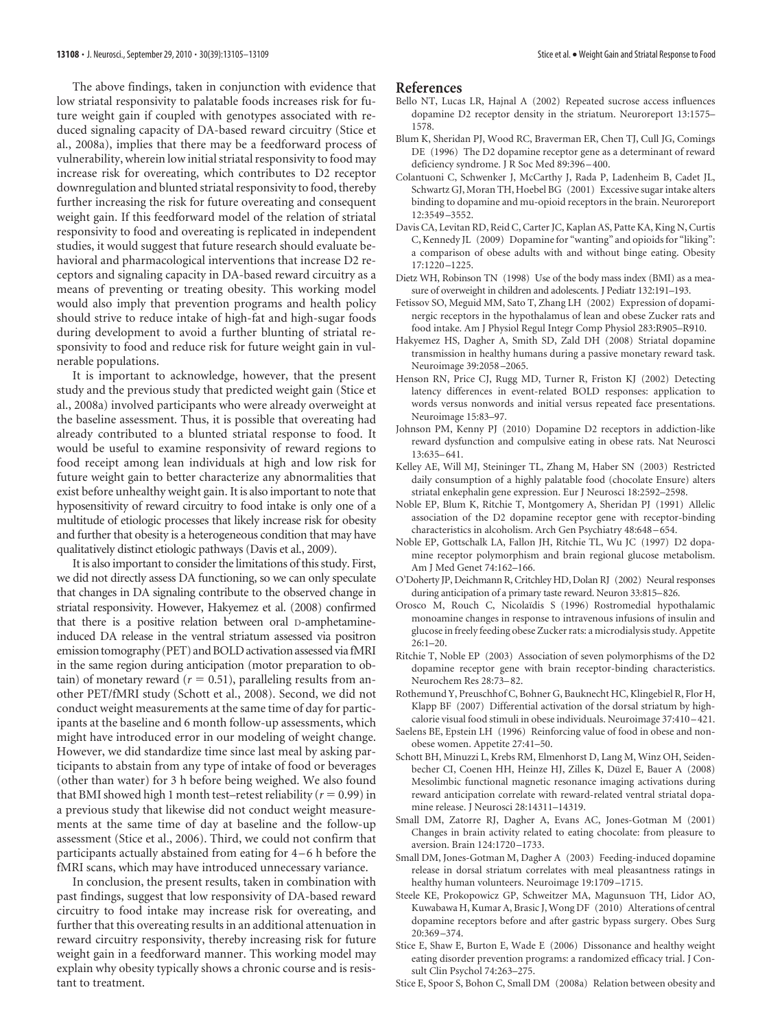The above findings, taken in conjunction with evidence that low striatal responsivity to palatable foods increases risk for future weight gain if coupled with genotypes associated with reduced signaling capacity of DA-based reward circuitry (Stice et al., 2008a), implies that there may be a feedforward process of vulnerability, wherein low initial striatal responsivity to food may increase risk for overeating, which contributes to D2 receptor downregulation and blunted striatal responsivity to food, thereby further increasing the risk for future overeating and consequent weight gain. If this feedforward model of the relation of striatal responsivity to food and overeating is replicated in independent studies, it would suggest that future research should evaluate behavioral and pharmacological interventions that increase D2 receptors and signaling capacity in DA-based reward circuitry as a means of preventing or treating obesity. This working model would also imply that prevention programs and health policy should strive to reduce intake of high-fat and high-sugar foods during development to avoid a further blunting of striatal responsivity to food and reduce risk for future weight gain in vulnerable populations.

It is important to acknowledge, however, that the present study and the previous study that predicted weight gain (Stice et al., 2008a) involved participants who were already overweight at the baseline assessment. Thus, it is possible that overeating had already contributed to a blunted striatal response to food. It would be useful to examine responsivity of reward regions to food receipt among lean individuals at high and low risk for future weight gain to better characterize any abnormalities that exist before unhealthy weight gain. It is also important to note that hyposensitivity of reward circuitry to food intake is only one of a multitude of etiologic processes that likely increase risk for obesity and further that obesity is a heterogeneous condition that may have qualitatively distinct etiologic pathways (Davis et al., 2009).

It is also important to consider the limitations of this study. First, we did not directly assess DA functioning, so we can only speculate that changes in DA signaling contribute to the observed change in striatal responsivity. However, Hakyemez et al. (2008) confirmed that there is a positive relation between oral D-amphetamine-induced DA release in the ventral striatum assessed via positron emission tomography (PET) and BOLD activation assessed via fMRI in the same region during anticipation (motor preparation to obtain) of monetary reward ($r = 0.51$), paralleling results from another PET/fMRI study (Schott et al., 2008). Second, we did not conduct weight measurements at the same time of day for participants at the baseline and 6 month follow-up assessments, which might have introduced error in our modeling of weight change. However, we did standardize time since last meal by asking participants to abstain from any type of intake of food or beverages (other than water) for 3 h before being weighed. We also found that BMI showed high 1 month test–retest reliability ($r = 0.99$) in a previous study that likewise did not conduct weight measurements at the same time of day at baseline and the follow-up assessment (Stice et al., 2006). Third, we could not confirm that participants actually abstained from eating for 4–6 h before the fMRI scans, which may have introduced unnecessary variance.

In conclusion, the present results, taken in combination with past findings, suggest that low responsivity of DA-based reward circuitry to food intake may increase risk for overeating, and further that this overeating results in an additional attenuation in reward circuitry responsivity, thereby increasing risk for future weight gain in a feedforward manner. This working model may explain why obesity typically shows a chronic course and is resistant to treatment.

## References

Bello NT, Lucas LR, Hajnal A (2002) Repeated sucrose access influences dopamine D2 receptor density in the striatum. Neuroreport 13:1575–1578.

Blum K, Sheridan PJ, Wood RC, Braverman ER, Chen TJ, Cull JG, Comings DE (1996) The D2 dopamine receptor gene as a determinant of reward deficiency syndrome. J R Soc Med 89:396–400.

Colantuoni C, Schwenker J, McCarthy J, Rada P, Ladenheim B, Cadet JL, Schwartz GJ, Moran TH, Hoebel BG (2001) Excessive sugar intake alters binding to dopamine and mu-opioid receptors in the brain. Neuroreport 12:3549–3552.

Davis CA, Levitan RD, Reid C, Carter JC, Kaplan AS, Patte KA, King N, Curtis C, Kennedy JL (2009) Dopamine for "wanting" and opioids for "liking": a comparison of obese adults with and without binge eating. Obesity 17:1220–1225.

Dietz WH, Robinson TN (1998) Use of the body mass index (BMI) as a measure of overweight in children and adolescents. J Pediatr 132:191–193.

Fetissov SO, Meguid MM, Sato T, Zhang LH (2002) Expression of dopaminergic receptors in the hypothalamus of lean and obese Zucker rats and food intake. Am J Physiol Regul Integr Comp Physiol 283:R905–R910.

Hakyemez HS, Dagher A, Smith SD, Zald DH (2008) Striatal dopamine transmission in healthy humans during a passive monetary reward task. Neuroimage 39:2058–2065.

Henson RN, Price CJ, Rugg MD, Turner R, Friston KJ (2002) Detecting latency differences in event-related BOLD responses: application to words versus nonwords and initial versus repeated face presentations. Neuroimage 15:83–97.

Johnson PM, Kenny PJ (2010) Dopamine D2 receptors in addiction-like reward dysfunction and compulsive eating in obese rats. Nat Neurosci 13:635–641.

Kelley AE, Will MJ, Steininger TL, Zhang M, Haber SN (2003) Restricted daily consumption of a highly palatable food (chocolate Ensure) alters striatal enkephalin gene expression. Eur J Neurosci 18:2592–2598.

Noble EP, Blum K, Ritchie T, Montgomery A, Sheridan PJ (1991) Allelic association of the D2 dopamine receptor gene with receptor-binding characteristics in alcoholism. Arch Gen Psychiatry 48:648–654.

Noble EP, Gottschalk LA, Fallon JH, Ritchie TL, Wu JC (1997) D2 dopamine receptor polymorphism and brain regional glucose metabolism. Am J Med Genet 74:162–166.

O'Doherty JP, Deichmann R, Critchley HD, Dolan RJ (2002) Neural responses during anticipation of a primary taste reward. Neuron 33:815–826.

Orosco M, Rouch C, Nicolaïdis S (1996) Rostromedial hypothalamic monoamine changes in response to intravenous infusions of insulin and glucose in freely feeding obese Zucker rats: a microdialysis study. Appetite 26:1–20.

Ritchie T, Noble EP (2003) Association of seven polymorphisms of the D2 dopamine receptor gene with brain receptor-binding characteristics. Neurochem Res 28:73–82.

Rothemund Y, Preuschhof C, Bohner G, Bauknecht HC, Klingebiel R, Flor H, Klapp BF (2007) Differential activation of the dorsal striatum by high-calorie visual food stimuli in obese individuals. Neuroimage 37:410–421.

Saelens BE, Epstein LH (1996) Reinforcing value of food in obese and non-obese women. Appetite 27:41–50.

Schott BH, Minuzzi L, Krebs RM, Elmenhorst D, Lang M, Winz OH, Seidenbecher CI, Coenen HH, Heinze HJ, Zilles K, Düzel E, Bauer A (2008) Mesolimbic functional magnetic resonance imaging activations during reward anticipation correlate with reward-related ventral striatal dopamine release. J Neurosci 28:14311–14319.

Small DM, Zatorre RJ, Dagher A, Evans AC, Jones-Gotman M (2001) Changes in brain activity related to eating chocolate: from pleasure to aversion. Brain 124:1720–1733.

Small DM, Jones-Gotman M, Dagher A (2003) Feeding-induced dopamine release in dorsal striatum correlates with meal pleasantness ratings in healthy human volunteers. Neuroimage 19:1709–1715.

Steele KE, Prokopowicz GP, Schweitzer MA, Magunsuon TH, Lidor AO, Kuwabawa H, Kumar A, Brasic J, Wong DF (2010) Alterations of central dopamine receptors before and after gastric bypass surgery. Obes Surg 20:369–374.

Stice E, Shaw E, Burton E, Wade E (2006) Dissonance and healthy weight eating disorder prevention programs: a randomized efficacy trial. J Consult Clin Psychol 74:263–275.

Stice E, Spoor S, Bohon C, Small DM (2008a) Relation between obesity and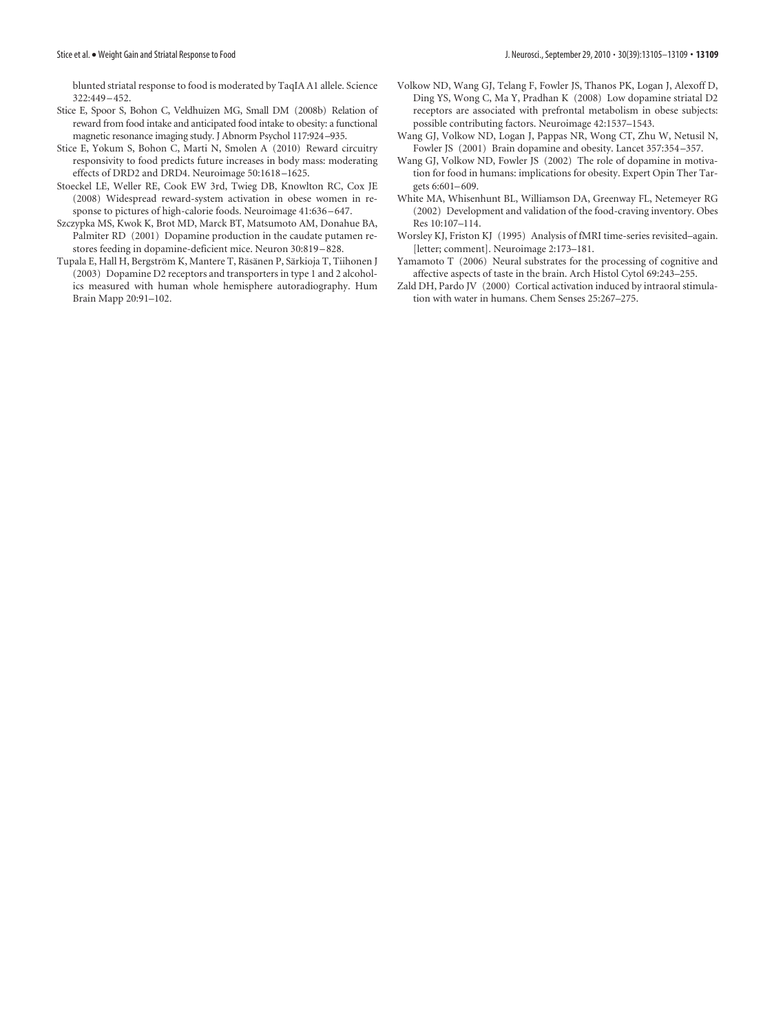blunted striatal response to food is moderated by TaqIA A1 allele. Science 322:449–452.

Stice E, Spoor S, Bohon C, Veldhuizen MG, Small DM (2008b) Relation of reward from food intake and anticipated food intake to obesity: a functional magnetic resonance imaging study. J Abnorm Psychol 117:924–935.

Stice E, Yokum S, Bohon C, Marti N, Smolen A (2010) Reward circuitry responsivity to food predicts future increases in body mass: moderating effects of DRD2 and DRD4. Neuroimage 50:1618–1625.

Stoeckel LE, Weller RE, Cook EW 3rd, Twieg DB, Knowlton RC, Cox JE (2008) Widespread reward-system activation in obese women in response to pictures of high-calorie foods. Neuroimage 41:636–647.

Szczypka MS, Kwok K, Brot MD, Marck BT, Matsumoto AM, Donahue BA, Palmiter RD (2001) Dopamine production in the caudate putamen restores feeding in dopamine-deficient mice. Neuron 30:819–828.

Tupala E, Hall H, Bergström K, Mantere T, Räsänen P, Särkioja T, Tiihonen J (2003) Dopamine D2 receptors and transporters in type 1 and 2 alcoholics measured with human whole hemisphere autoradiography. Hum Brain Mapp 20:91–102.

Volkow ND, Wang GJ, Telang F, Fowler JS, Thanos PK, Logan J, Alexoff D, Ding YS, Wong C, Ma Y, Pradhan K (2008) Low dopamine striatal D2 receptors are associated with prefrontal metabolism in obese subjects: possible contributing factors. Neuroimage 42:1537–1543.

Wang GJ, Volkow ND, Logan J, Pappas NR, Wong CT, Zhu W, Netusil N, Fowler JS (2001) Brain dopamine and obesity. Lancet 357:354–357.

Wang GJ, Volkow ND, Fowler JS (2002) The role of dopamine in motivation for food in humans: implications for obesity. Expert Opin Ther Targets 6:601–609.

White MA, Whisenhunt BL, Williamson DA, Greenway FL, Netemeyer RG (2002) Development and validation of the food-craving inventory. Obes Res 10:107–114.

Worsley KJ, Friston KJ (1995) Analysis of fMRI time-series revisited–again. [letter; comment]. Neuroimage 2:173–181.

Yamamoto T (2006) Neural substrates for the processing of cognitive and affective aspects of taste in the brain. Arch Histol Cytol 69:243–255.

Zald DH, Pardo JV (2000) Cortical activation induced by intraoral stimulation with water in humans. Chem Senses 25:267–275.